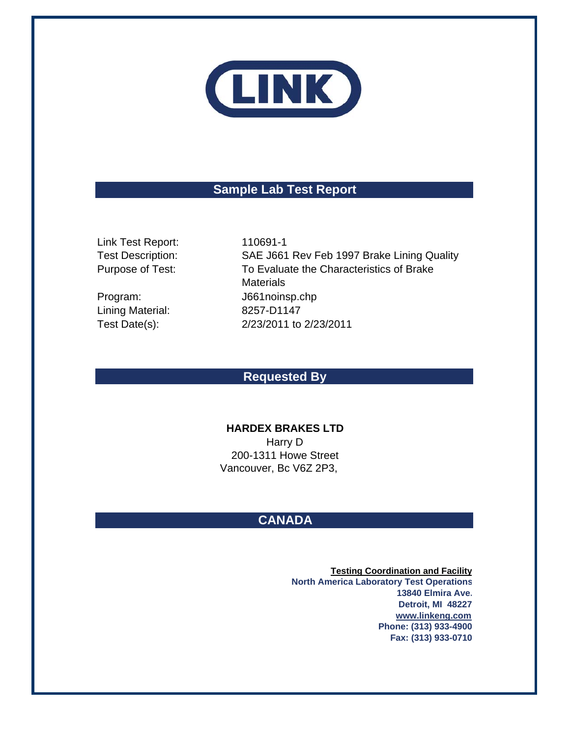LINK

## Sample Lab Test Report

Link Test Report: 110691-1

Test Description: SAE J661 Rev Feb 1997 Brake Lining Quality

Purpose of Test: To Evaluate the Characteristics of Brake Materials

Program: J661noinsp.chp

Lining Material: 8257-D1147

Test Date(s): 2/23/2011 to 2/23/2011

## Requested By

**HARDEX BRAKES LTD**

Harry D

200-1311 Howe Street

Vancouver, Bc V6Z 2P3,

## CANADA

**Testing Coordination and Facility**

**North America Laboratory Test Operations**

**13840 Elmira Ave.**

**Detroit, MI 48227**

**www.linkeng.com**

**Phone: (313) 933-4900**

**Fax: (313) 933-0710**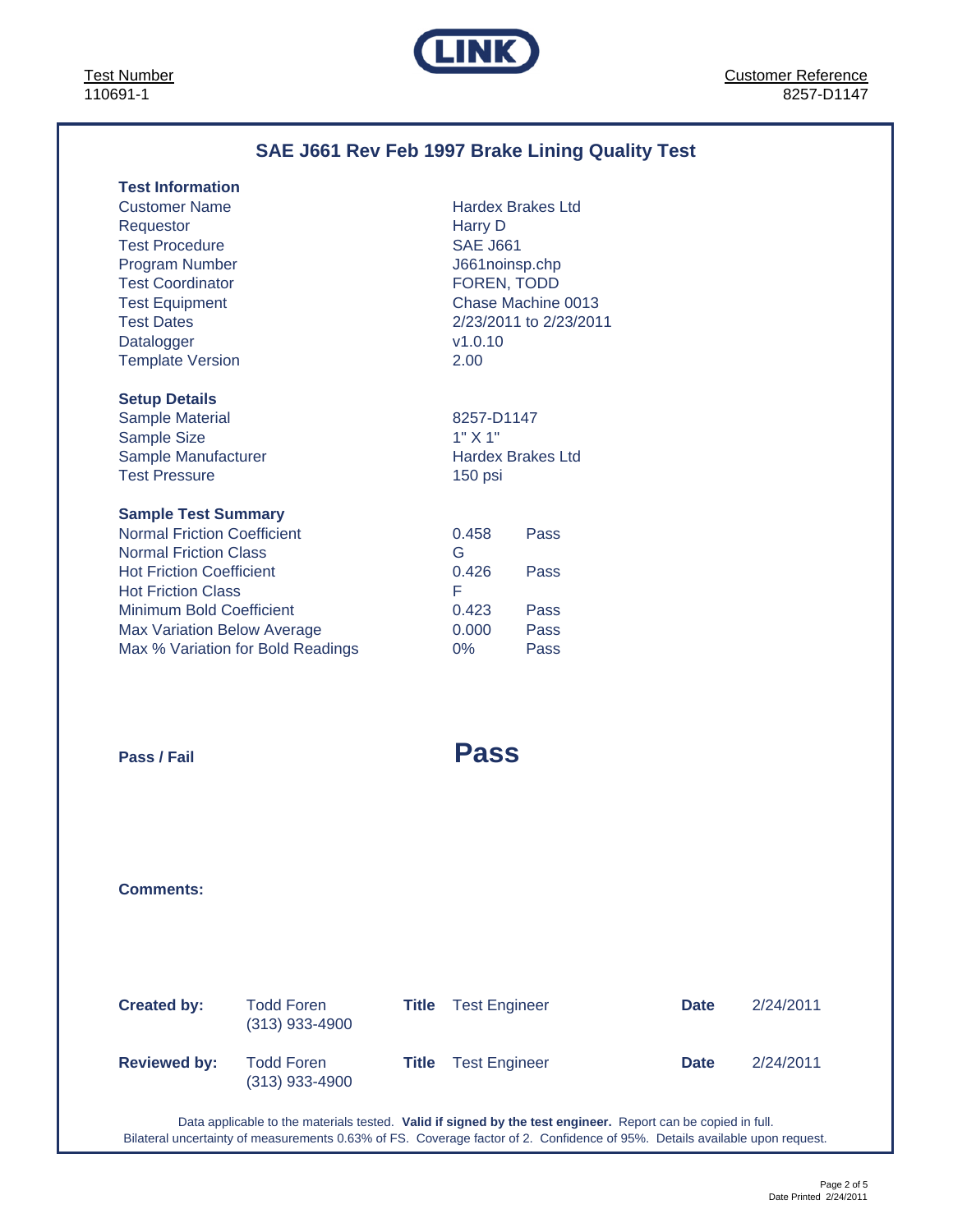LINK

Test Number
110691-1

Customer Reference
8257-D1147

## SAE J661 Rev Feb 1997 Brake Lining Quality Test

### Test Information

| | |
|---|---|
| Customer Name | Hardex Brakes Ltd |
| Requestor | Harry D |
| Test Procedure | SAE J661 |
| Program Number | J661noinsp.chp |
| Test Coordinator | FOREN, TODD |
| Test Equipment | Chase Machine 0013 |
| Test Dates | 2/23/2011 to 2/23/2011 |
| Datalogger | v1.0.10 |
| Template Version | 2.00 |

### Setup Details

| | |
|---|---|
| Sample Material | 8257-D1147 |
| Sample Size | 1" X 1" |
| Sample Manufacturer | Hardex Brakes Ltd |
| Test Pressure | 150 psi |

### Sample Test Summary

| | | |
|---|---|---|
| Normal Friction Coefficient | 0.458 | Pass |
| Normal Friction Class | G | |
| Hot Friction Coefficient | 0.426 | Pass |
| Hot Friction Class | F | |
| Minimum Bold Coefficient | 0.423 | Pass |
| Max Variation Below Average | 0.000 | Pass |
| Max % Variation for Bold Readings | 0% | Pass |

**Pass / Fail** **Pass**

**Comments:**

| | | | | | |
|---|---|---|---|---|---|
| **Created by:** | Todd Foren (313) 933-4900 | **Title** | Test Engineer | **Date** | 2/24/2011 |
| **Reviewed by:** | Todd Foren (313) 933-4900 | **Title** | Test Engineer | **Date** | 2/24/2011 |

Data applicable to the materials tested. **Valid if signed by the test engineer.** Report can be copied in full.
Bilateral uncertainty of measurements 0.63% of FS. Coverage factor of 2. Confidence of 95%. Details available upon request.

Date Printed 2/24/2011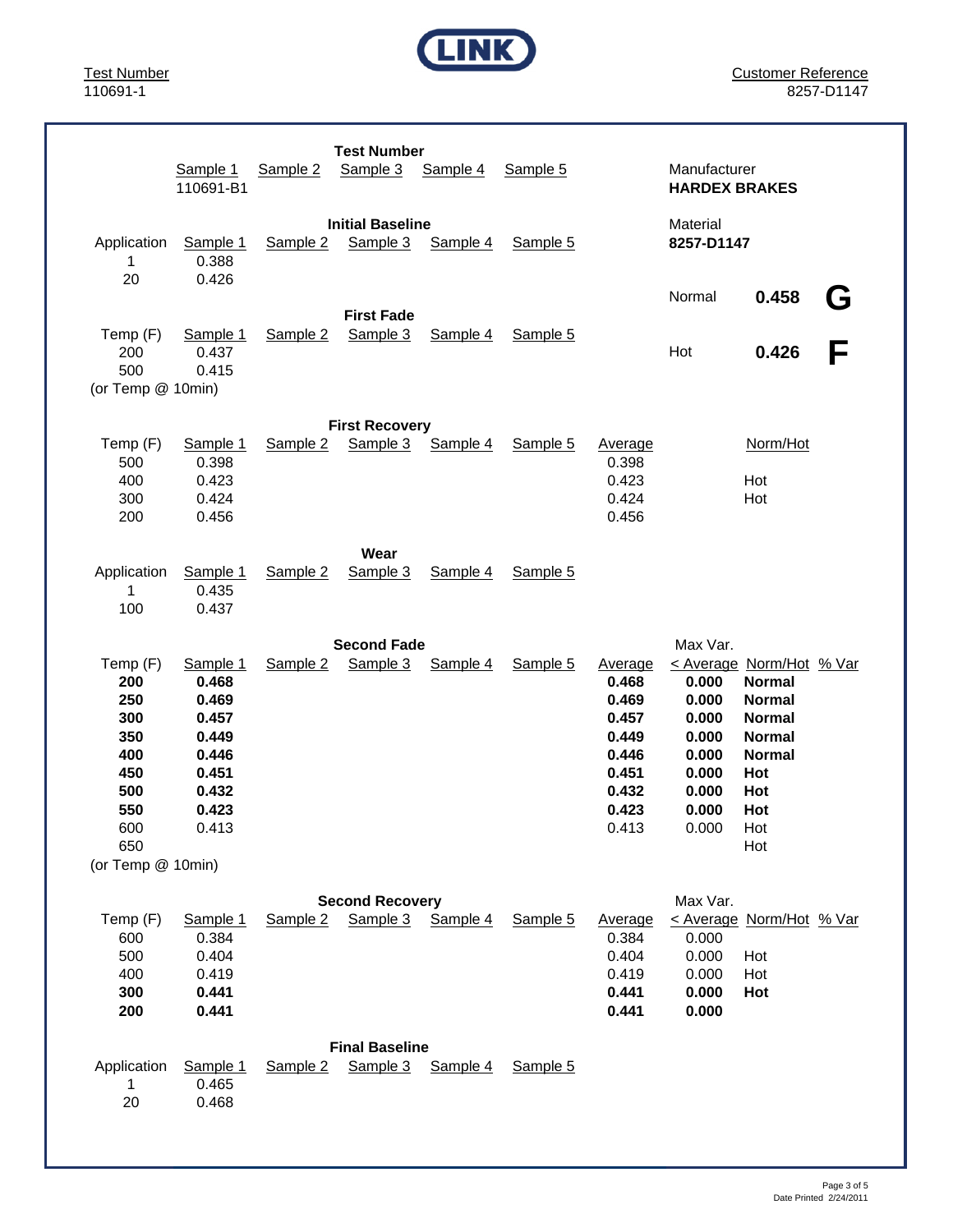Test Number
110691-1

Customer Reference
8257-D1147

## Test Number

| | Sample 1 | Sample 2 | Sample 3 | Sample 4 | Sample 5 |
|---|---|---|---|---|---|
| | 110691-B1 | | | | |

Manufacturer
**HARDEX BRAKES**

Material
**8257-D1147**

| | | |
|---|---|---|
| Normal | **0.458** | **G** |
| Hot | **0.426** | **F** |

## Initial Baseline

| Application | Sample 1 | Sample 2 | Sample 3 | Sample 4 | Sample 5 |
|---|---|---|---|---|---|
| 1 | 0.388 | | | | |
| 20 | 0.426 | | | | |

## First Fade

| Temp (F) | Sample 1 | Sample 2 | Sample 3 | Sample 4 | Sample 5 |
|---|---|---|---|---|---|
| 200 | 0.437 | | | | |
| 500 | 0.415 | | | | |
| (or Temp @ 10min) | | | | | |

## First Recovery

| Temp (F) | Sample 1 | Sample 2 | Sample 3 | Sample 4 | Sample 5 | Average | Norm/Hot |
|---|---|---|---|---|---|---|---|
| 500 | 0.398 | | | | | 0.398 | |
| 400 | 0.423 | | | | | 0.423 | Hot |
| 300 | 0.424 | | | | | 0.424 | Hot |
| 200 | 0.456 | | | | | 0.456 | |

## Wear

| Application | Sample 1 | Sample 2 | Sample 3 | Sample 4 | Sample 5 |
|---|---|---|---|---|---|
| 1 | 0.435 | | | | |
| 100 | 0.437 | | | | |

## Second Fade

| Temp (F) | Sample 1 | Sample 2 | Sample 3 | Sample 4 | Sample 5 | Average | Max Var. < Average | Norm/Hot | % Var |
|---|---|---|---|---|---|---|---|---|---|
| **200** | **0.468** | | | | | **0.468** | **0.000** | **Normal** | |
| **250** | **0.469** | | | | | **0.469** | **0.000** | **Normal** | |
| **300** | **0.457** | | | | | **0.457** | **0.000** | **Normal** | |
| **350** | **0.449** | | | | | **0.449** | **0.000** | **Normal** | |
| **400** | **0.446** | | | | | **0.446** | **0.000** | **Normal** | |
| **450** | **0.451** | | | | | **0.451** | **0.000** | **Hot** | |
| **500** | **0.432** | | | | | **0.432** | **0.000** | **Hot** | |
| **550** | **0.423** | | | | | **0.423** | **0.000** | **Hot** | |
| 600 | 0.413 | | | | | 0.413 | 0.000 | Hot | |
| 650 | | | | | | | | Hot | |
| (or Temp @ 10min) | | | | | | | | | |

## Second Recovery

| Temp (F) | Sample 1 | Sample 2 | Sample 3 | Sample 4 | Sample 5 | Average | Max Var. < Average | Norm/Hot | % Var |
|---|---|---|---|---|---|---|---|---|---|
| 600 | 0.384 | | | | | 0.384 | 0.000 | | |
| 500 | 0.404 | | | | | 0.404 | 0.000 | Hot | |
| 400 | 0.419 | | | | | 0.419 | 0.000 | Hot | |
| **300** | **0.441** | | | | | **0.441** | **0.000** | **Hot** | |
| **200** | **0.441** | | | | | **0.441** | **0.000** | | |

## Final Baseline

| Application | Sample 1 | Sample 2 | Sample 3 | Sample 4 | Sample 5 |
|---|---|---|---|---|---|
| 1 | 0.465 | | | | |
| 20 | 0.468 | | | | |

Date Printed 2/24/2011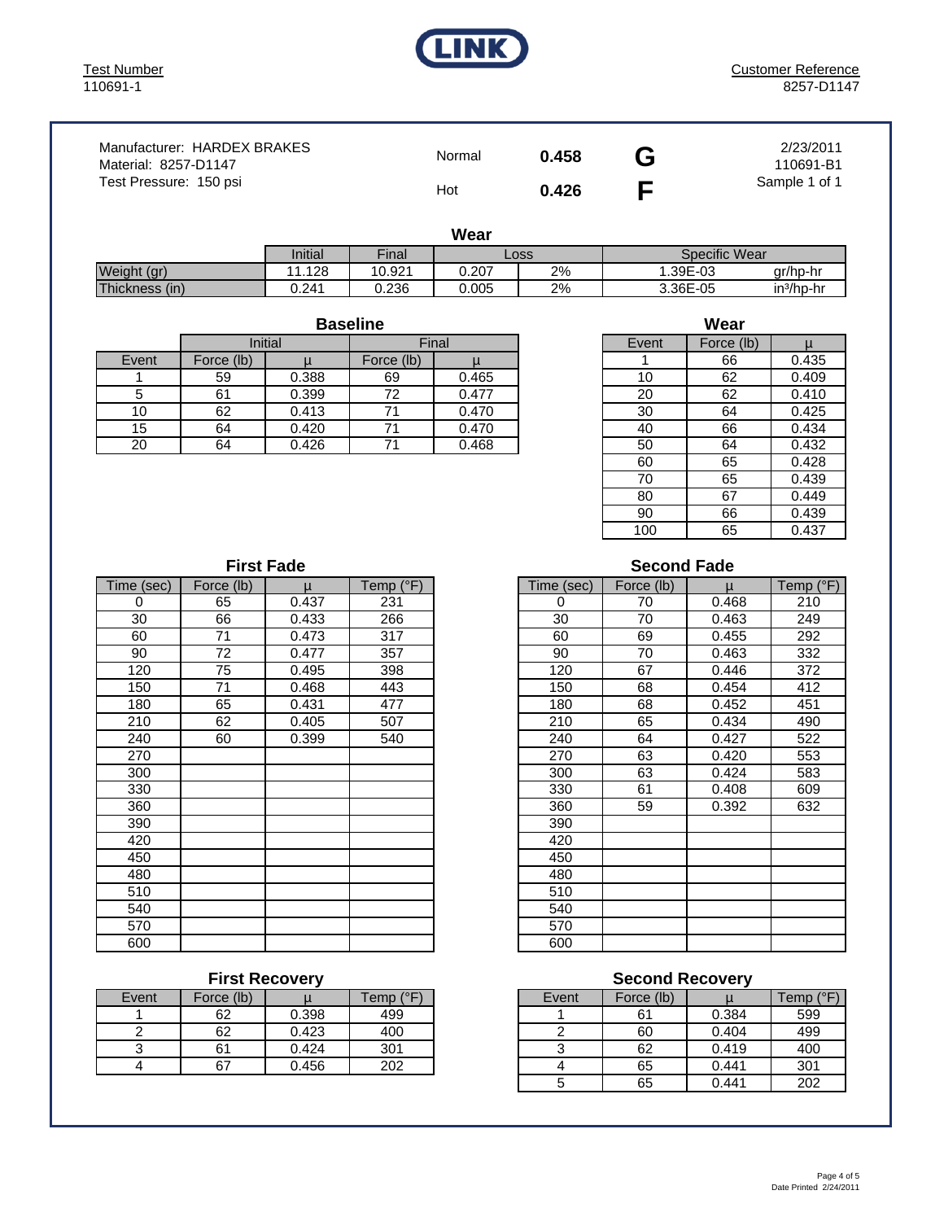LINK

Test Number
110691-1

Customer Reference
8257-D1147

Manufacturer: HARDEX BRAKES
Material: 8257-D1147
Test Pressure: 150 psi

| | | |
|---|---|---|
| Normal | **0.458** | **G** |
| Hot | **0.426** | **F** |

2/23/2011
110691-B1
Sample 1 of 1

## Wear

| | Initial | Final | Loss | | Specific Wear | |
|---|---|---|---|---|---|---|
| Weight (gr) | 11.128 | 10.921 | 0.207 | 2% | 1.39E-03 | gr/hp-hr |
| Thickness (in) | 0.241 | 0.236 | 0.005 | 2% | 3.36E-05 | $in^3$/hp-hr |

## Baseline

| | Initial | | Final | |
|---|---|---|---|---|
| Event | Force (lb) | μ | Force (lb) | μ |
| 1 | 59 | 0.388 | 69 | 0.465 |
| 5 | 61 | 0.399 | 72 | 0.477 |
| 10 | 62 | 0.413 | 71 | 0.470 |
| 15 | 64 | 0.420 | 71 | 0.470 |
| 20 | 64 | 0.426 | 71 | 0.468 |

## Wear

| Event | Force (lb) | μ |
|---|---|---|
| 1 | 66 | 0.435 |
| 10 | 62 | 0.409 |
| 20 | 62 | 0.410 |
| 30 | 64 | 0.425 |
| 40 | 66 | 0.434 |
| 50 | 64 | 0.432 |
| 60 | 65 | 0.428 |
| 70 | 65 | 0.439 |
| 80 | 67 | 0.449 |
| 90 | 66 | 0.439 |
| 100 | 65 | 0.437 |

## First Fade

| Time (sec) | Force (lb) | μ | Temp (°F) |
|---|---|---|---|
| 0 | 65 | 0.437 | 231 |
| 30 | 66 | 0.433 | 266 |
| 60 | 71 | 0.473 | 317 |
| 90 | 72 | 0.477 | 357 |
| 120 | 75 | 0.495 | 398 |
| 150 | 71 | 0.468 | 443 |
| 180 | 65 | 0.431 | 477 |
| 210 | 62 | 0.405 | 507 |
| 240 | 60 | 0.399 | 540 |
| 270 | | | |
| 300 | | | |
| 330 | | | |
| 360 | | | |
| 390 | | | |
| 420 | | | |
| 450 | | | |
| 480 | | | |
| 510 | | | |
| 540 | | | |
| 570 | | | |
| 600 | | | |

## Second Fade

| Time (sec) | Force (lb) | μ | Temp (°F) |
|---|---|---|---|
| 0 | 70 | 0.468 | 210 |
| 30 | 70 | 0.463 | 249 |
| 60 | 69 | 0.455 | 292 |
| 90 | 70 | 0.463 | 332 |
| 120 | 67 | 0.446 | 372 |
| 150 | 68 | 0.454 | 412 |
| 180 | 68 | 0.452 | 451 |
| 210 | 65 | 0.434 | 490 |
| 240 | 64 | 0.427 | 522 |
| 270 | 63 | 0.420 | 553 |
| 300 | 63 | 0.424 | 583 |
| 330 | 61 | 0.408 | 609 |
| 360 | 59 | 0.392 | 632 |
| 390 | | | |
| 420 | | | |
| 450 | | | |
| 480 | | | |
| 510 | | | |
| 540 | | | |
| 570 | | | |
| 600 | | | |

## First Recovery

| Event | Force (lb) | μ | Temp (°F) |
|---|---|---|---|
| 1 | 62 | 0.398 | 499 |
| 2 | 62 | 0.423 | 400 |
| 3 | 61 | 0.424 | 301 |
| 4 | 67 | 0.456 | 202 |

## Second Recovery

| Event | Force (lb) | μ | Temp (°F) |
|---|---|---|---|
| 1 | 61 | 0.384 | 599 |
| 2 | 60 | 0.404 | 499 |
| 3 | 62 | 0.419 | 400 |
| 4 | 65 | 0.441 | 301 |
| 5 | 65 | 0.441 | 202 |

Date Printed 2/24/2011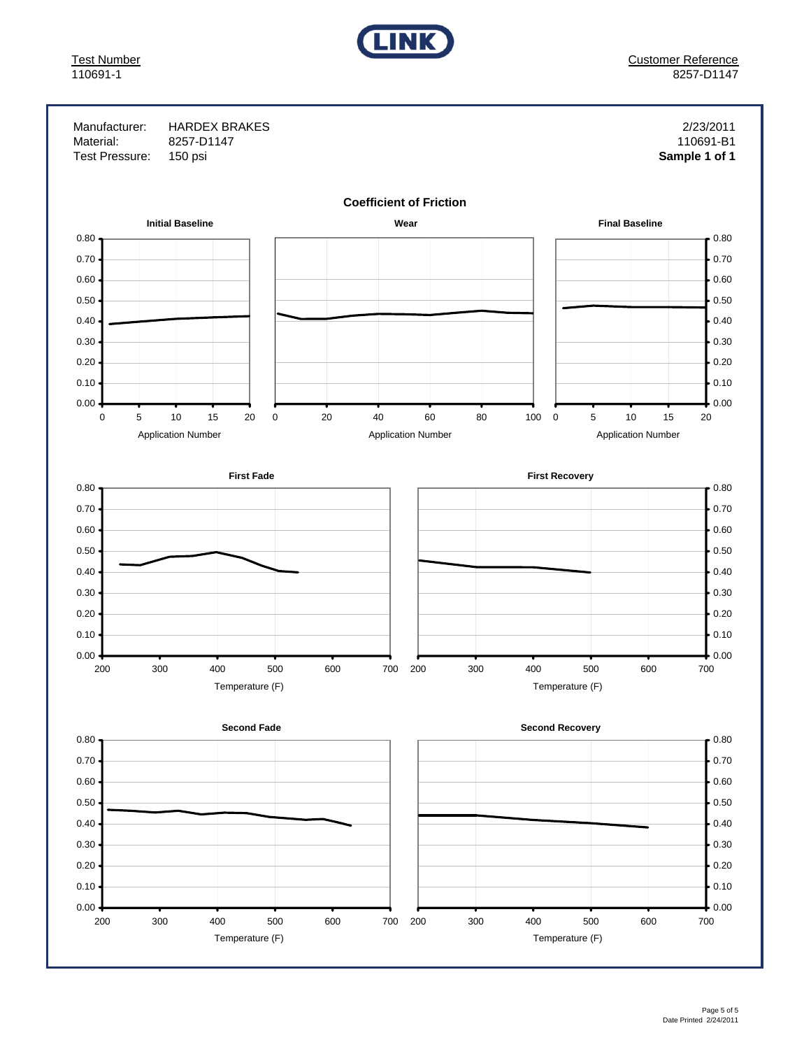Test Number
110691-1

Customer Reference
8257-D1147

Manufacturer: HARDEX BRAKES
Material: 8257-D1147
Test Pressure: 150 psi

2/23/2011
110691-B1
**Sample 1 of 1**

## Coefficient of Friction

**Initial Baseline**

0.80
0.70
0.60
0.50
0.40
0.30
0.20
0.10
0.00

0 5 10 15 20

Application Number

**Wear**

0 20 40 60 80 100

Application Number

**Final Baseline**

0.80
0.70
0.60
0.50
0.40
0.30
0.20
0.10
0.00

0 5 10 15 20

Application Number

**First Fade**

0.80
0.70
0.60
0.50
0.40
0.30
0.20
0.10
0.00

200 300 400 500 600 700

Temperature (F)

**First Recovery**

0.80
0.70
0.60
0.50
0.40
0.30
0.20
0.10
0.00

200 300 400 500 600 700

Temperature (F)

**Second Fade**

0.80
0.70
0.60
0.50
0.40
0.30
0.20
0.10
0.00

200 300 400 500 600 700

Temperature (F)

**Second Recovery**

0.80
0.70
0.60
0.50
0.40
0.30
0.20
0.10
0.00

200 300 400 500 600 700

Temperature (F)

Date Printed 2/24/2011